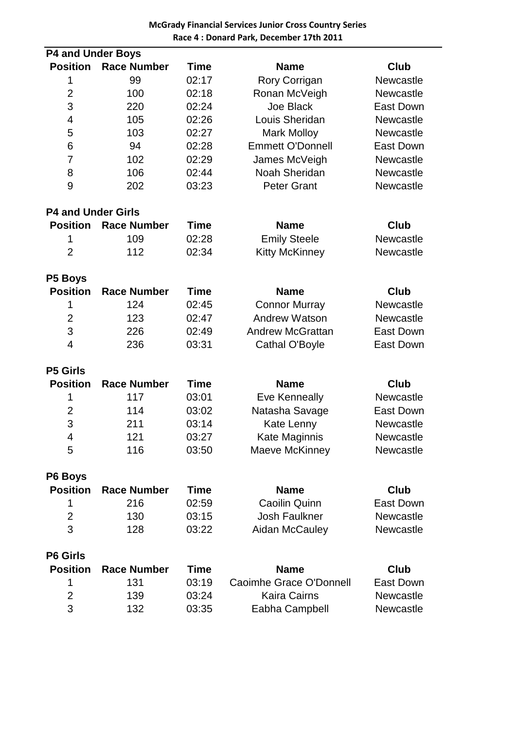**McGrady Financial Services Junior Cross Country Series**
**Race 4 : Donard Park, December 17th 2011**

### P4 and Under Boys

| Position | Race Number | Time | Name | Club |
|---|---|---|---|---|
| 1 | 99 | 02:17 | Rory Corrigan | Newcastle |
| 2 | 100 | 02:18 | Ronan McVeigh | Newcastle |
| 3 | 220 | 02:24 | Joe Black | East Down |
| 4 | 105 | 02:26 | Louis Sheridan | Newcastle |
| 5 | 103 | 02:27 | Mark Molloy | Newcastle |
| 6 | 94 | 02:28 | Emmett O'Donnell | East Down |
| 7 | 102 | 02:29 | James McVeigh | Newcastle |
| 8 | 106 | 02:44 | Noah Sheridan | Newcastle |
| 9 | 202 | 03:23 | Peter Grant | Newcastle |

### P4 and Under Girls

| Position | Race Number | Time | Name | Club |
|---|---|---|---|---|
| 1 | 109 | 02:28 | Emily Steele | Newcastle |
| 2 | 112 | 02:34 | Kitty McKinney | Newcastle |

### P5 Boys

| Position | Race Number | Time | Name | Club |
|---|---|---|---|---|
| 1 | 124 | 02:45 | Connor Murray | Newcastle |
| 2 | 123 | 02:47 | Andrew Watson | Newcastle |
| 3 | 226 | 02:49 | Andrew McGrattan | East Down |
| 4 | 236 | 03:31 | Cathal O'Boyle | East Down |

### P5 Girls

| Position | Race Number | Time | Name | Club |
|---|---|---|---|---|
| 1 | 117 | 03:01 | Eve Kenneally | Newcastle |
| 2 | 114 | 03:02 | Natasha Savage | East Down |
| 3 | 211 | 03:14 | Kate Lenny | Newcastle |
| 4 | 121 | 03:27 | Kate Maginnis | Newcastle |
| 5 | 116 | 03:50 | Maeve McKinney | Newcastle |

### P6 Boys

| Position | Race Number | Time | Name | Club |
|---|---|---|---|---|
| 1 | 216 | 02:59 | Caoilin Quinn | East Down |
| 2 | 130 | 03:15 | Josh Faulkner | Newcastle |
| 3 | 128 | 03:22 | Aidan McCauley | Newcastle |

### P6 Girls

| Position | Race Number | Time | Name | Club |
|---|---|---|---|---|
| 1 | 131 | 03:19 | Caoimhe Grace O'Donnell | East Down |
| 2 | 139 | 03:24 | Kaira Cairns | Newcastle |
| 3 | 132 | 03:35 | Eabha Campbell | Newcastle |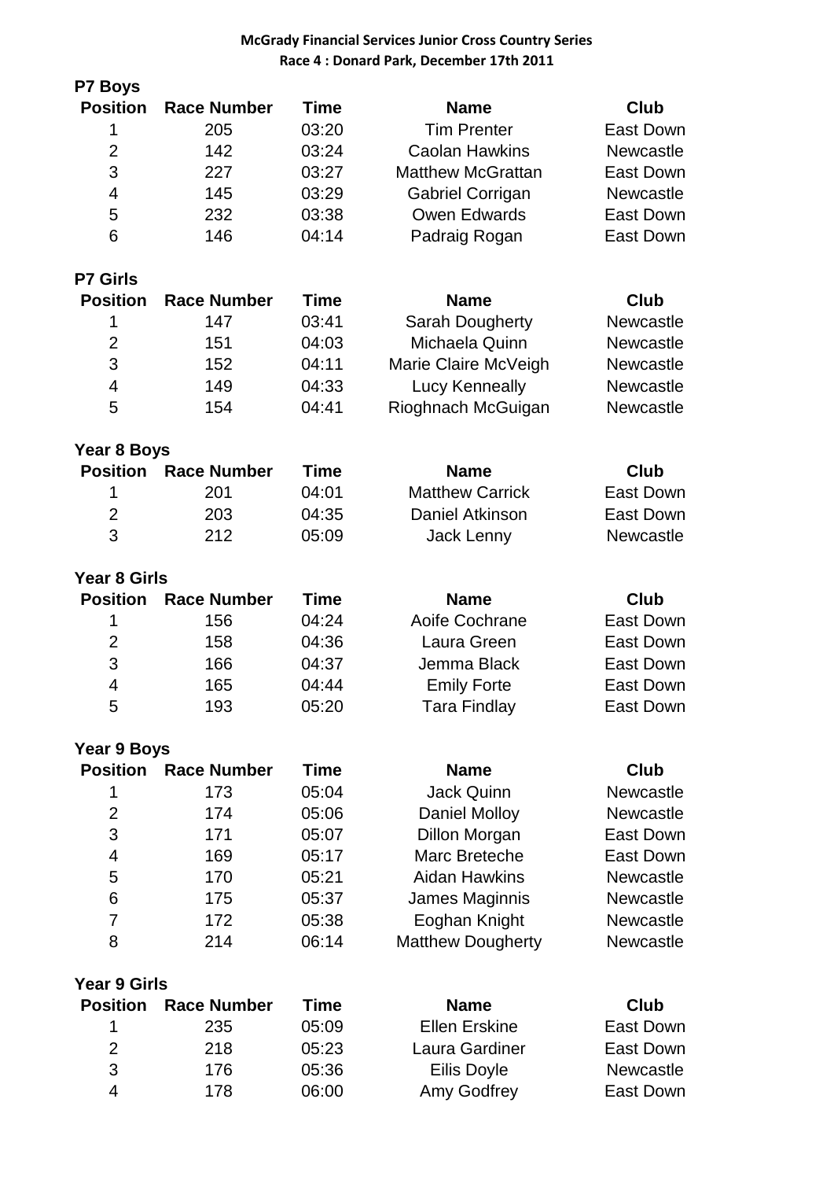**McGrady Financial Services Junior Cross Country Series**
**Race 4 : Donard Park, December 17th 2011**

### P7 Boys

| Position | Race Number | Time | Name | Club |
|---|---|---|---|---|
| 1 | 205 | 03:20 | Tim Prenter | East Down |
| 2 | 142 | 03:24 | Caolan Hawkins | Newcastle |
| 3 | 227 | 03:27 | Matthew McGrattan | East Down |
| 4 | 145 | 03:29 | Gabriel Corrigan | Newcastle |
| 5 | 232 | 03:38 | Owen Edwards | East Down |
| 6 | 146 | 04:14 | Padraig Rogan | East Down |

### P7 Girls

| Position | Race Number | Time | Name | Club |
|---|---|---|---|---|
| 1 | 147 | 03:41 | Sarah Dougherty | Newcastle |
| 2 | 151 | 04:03 | Michaela Quinn | Newcastle |
| 3 | 152 | 04:11 | Marie Claire McVeigh | Newcastle |
| 4 | 149 | 04:33 | Lucy Kenneally | Newcastle |
| 5 | 154 | 04:41 | Rioghnach McGuigan | Newcastle |

### Year 8 Boys

| Position | Race Number | Time | Name | Club |
|---|---|---|---|---|
| 1 | 201 | 04:01 | Matthew Carrick | East Down |
| 2 | 203 | 04:35 | Daniel Atkinson | East Down |
| 3 | 212 | 05:09 | Jack Lenny | Newcastle |

### Year 8 Girls

| Position | Race Number | Time | Name | Club |
|---|---|---|---|---|
| 1 | 156 | 04:24 | Aoife Cochrane | East Down |
| 2 | 158 | 04:36 | Laura Green | East Down |
| 3 | 166 | 04:37 | Jemma Black | East Down |
| 4 | 165 | 04:44 | Emily Forte | East Down |
| 5 | 193 | 05:20 | Tara Findlay | East Down |

### Year 9 Boys

| Position | Race Number | Time | Name | Club |
|---|---|---|---|---|
| 1 | 173 | 05:04 | Jack Quinn | Newcastle |
| 2 | 174 | 05:06 | Daniel Molloy | Newcastle |
| 3 | 171 | 05:07 | Dillon Morgan | East Down |
| 4 | 169 | 05:17 | Marc Breteche | East Down |
| 5 | 170 | 05:21 | Aidan Hawkins | Newcastle |
| 6 | 175 | 05:37 | James Maginnis | Newcastle |
| 7 | 172 | 05:38 | Eoghan Knight | Newcastle |
| 8 | 214 | 06:14 | Matthew Dougherty | Newcastle |

### Year 9 Girls

| Position | Race Number | Time | Name | Club |
|---|---|---|---|---|
| 1 | 235 | 05:09 | Ellen Erskine | East Down |
| 2 | 218 | 05:23 | Laura Gardiner | East Down |
| 3 | 176 | 05:36 | Eilis Doyle | Newcastle |
| 4 | 178 | 06:00 | Amy Godfrey | East Down |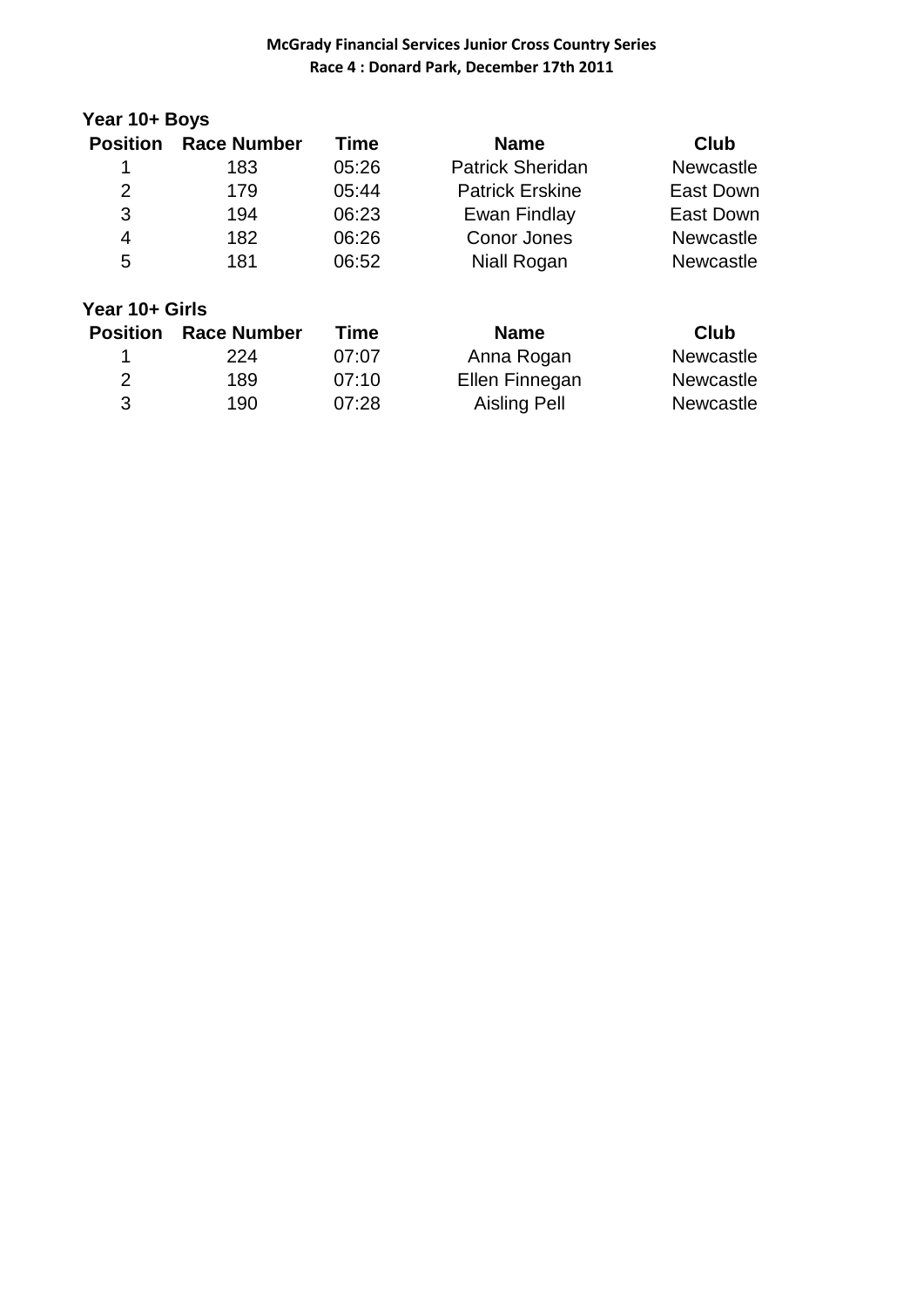**McGrady Financial Services Junior Cross Country Series**
**Race 4 : Donard Park, December 17th 2011**

### Year 10+ Boys

| Position | Race Number | Time | Name | Club |
|---|---|---|---|---|
| 1 | 183 | 05:26 | Patrick Sheridan | Newcastle |
| 2 | 179 | 05:44 | Patrick Erskine | East Down |
| 3 | 194 | 06:23 | Ewan Findlay | East Down |
| 4 | 182 | 06:26 | Conor Jones | Newcastle |
| 5 | 181 | 06:52 | Niall Rogan | Newcastle |

### Year 10+ Girls

| Position | Race Number | Time | Name | Club |
|---|---|---|---|---|
| 1 | 224 | 07:07 | Anna Rogan | Newcastle |
| 2 | 189 | 07:10 | Ellen Finnegan | Newcastle |
| 3 | 190 | 07:28 | Aisling Pell | Newcastle |